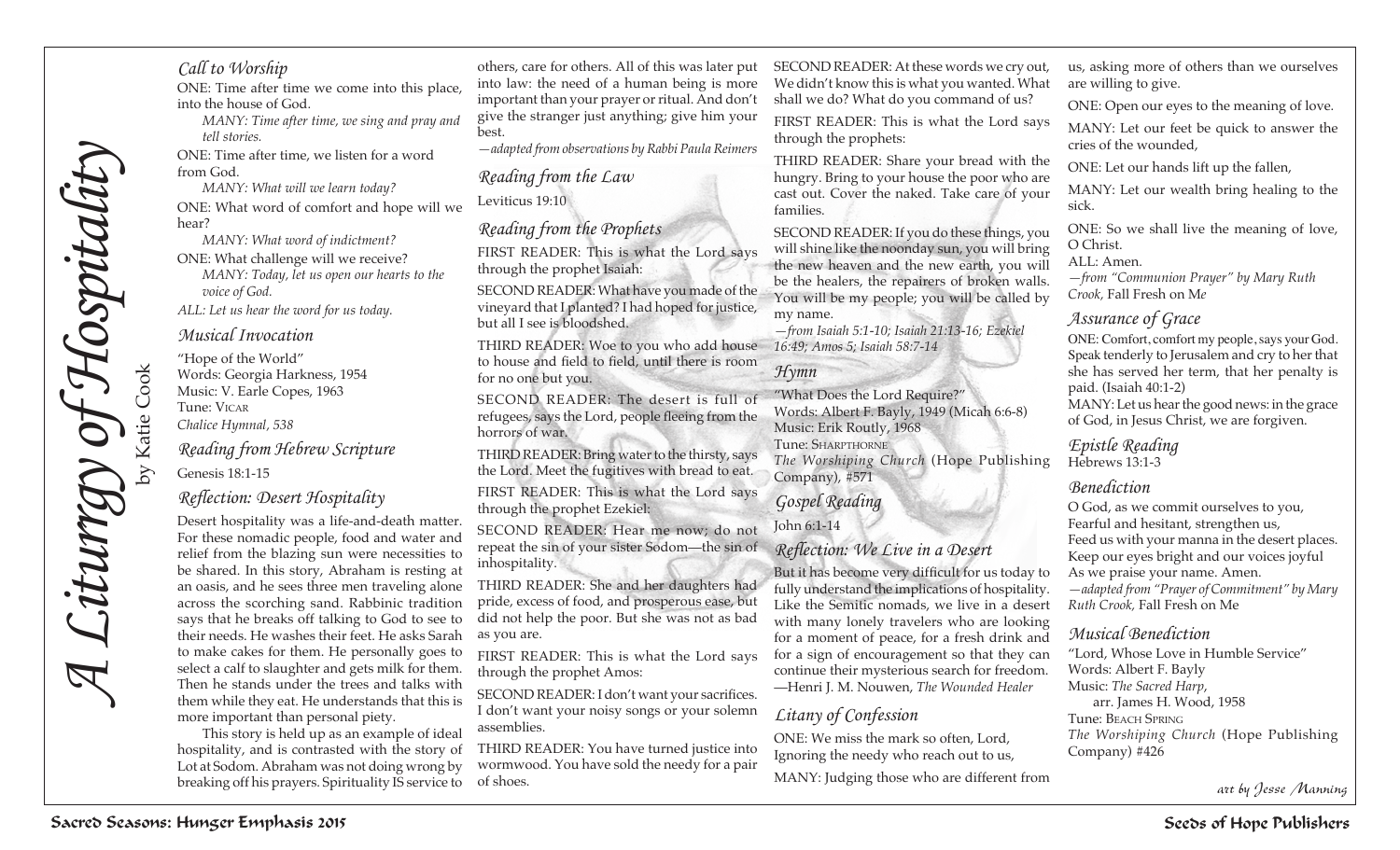# A Liturgy of Hospitality

by Katie Cook

## *Call to Worship*

ONE: Time after time we come into this place, into the house of God.

*MANY: Time after time, we sing and pray and tell stories.*

ONE: Time after time, we listen for a word from God.

*MANY: What will we learn today?*

ONE: What word of comfort and hope will we hear?

*MANY: What word of indictment?*

ONE: What challenge will we receive?

*MANY: Today, let us open our hearts to the voice of God.*

*ALL: Let us hear the word for us today.*

## *Musical Invocation*

"Hope of the World"
Words: Georgia Harkness, 1954
Music: V. Earle Copes, 1963
Tune: Vicar
*Chalice Hymnal, 538*

## *Reading from Hebrew Scripture*

Genesis 18:1-15

## *Reflection: Desert Hospitality*

Desert hospitality was a life-and-death matter. For these nomadic people, food and water and relief from the blazing sun were necessities to be shared. In this story, Abraham is resting at an oasis, and he sees three men traveling alone across the scorching sand. Rabbinic tradition says that he breaks off talking to God to see to their needs. He washes their feet. He asks Sarah to make cakes for them. He personally goes to select a calf to slaughter and gets milk for them. Then he stands under the trees and talks with them while they eat. He understands that this is more important than personal piety.

This story is held up as an example of ideal hospitality, and is contrasted with the story of Lot at Sodom. Abraham was not doing wrong by breaking off his prayers. Spirituality IS service to others, care for others. All of this was later put into law: the need of a human being is more important than your prayer or ritual. And don't give the stranger just anything; give him your best.

*—adapted from observations by Rabbi Paula Reimers*

## *Reading from the Law*

Leviticus 19:10

## *Reading from the Prophets*

FIRST READER: This is what the Lord says through the prophet Isaiah:

SECOND READER: What have you made of the vineyard that I planted? I had hoped for justice, but all I see is bloodshed.

THIRD READER: Woe to you who add house to house and field to field, until there is room for no one but you.

SECOND READER: The desert is full of refugees, says the Lord, people fleeing from the horrors of war.

THIRD READER: Bring water to the thirsty, says the Lord. Meet the fugitives with bread to eat.

FIRST READER: This is what the Lord says through the prophet Ezekiel:

SECOND READER: Hear me now; do not repeat the sin of your sister Sodom—the sin of inhospitality.

THIRD READER: She and her daughters had pride, excess of food, and prosperous ease, but did not help the poor. But she was not as bad as you are.

FIRST READER: This is what the Lord says through the prophet Amos:

SECOND READER: I don't want your sacrifices. I don't want your noisy songs or your solemn assemblies.

THIRD READER: You have turned justice into wormwood. You have sold the needy for a pair of shoes.

SECOND READER: At these words we cry out, We didn't know this is what you wanted. What shall we do? What do you command of us?

FIRST READER: This is what the Lord says through the prophets:

THIRD READER: Share your bread with the hungry. Bring to your house the poor who are cast out. Cover the naked. Take care of your families.

SECOND READER: If you do these things, you will shine like the noonday sun, you will bring the new heaven and the new earth, you will be the healers, the repairers of broken walls. You will be my people; you will be called by my name.

*—from Isaiah 5:1-10; Isaiah 21:13-16; Ezekiel 16:49; Amos 5; Isaiah 58:7-14*

## *Hymn*

"What Does the Lord Require?"
Words: Albert F. Bayly, 1949 (Micah 6:6-8)
Music: Erik Routly, 1968
Tune: Sharpthorne
*The Worshiping Church* (Hope Publishing Company), #571

## *Gospel Reading*

John 6:1-14

## *Reflection: We Live in a Desert*

But it has become very difficult for us today to fully understand the implications of hospitality. Like the Semitic nomads, we live in a desert with many lonely travelers who are looking for a moment of peace, for a fresh drink and for a sign of encouragement so that they can continue their mysterious search for freedom. —Henri J. M. Nouwen, *The Wounded Healer*

## *Litany of Confession*

ONE: We miss the mark so often, Lord, Ignoring the needy who reach out to us,

MANY: Judging those who are different from us, asking more of others than we ourselves are willing to give.

ONE: Open our eyes to the meaning of love.

MANY: Let our feet be quick to answer the cries of the wounded,

ONE: Let our hands lift up the fallen,

MANY: Let our wealth bring healing to the sick.

ONE: So we shall live the meaning of love, O Christ.

ALL: Amen.

*—from "Communion Prayer" by Mary Ruth Crook,* Fall Fresh on M*e*

## *Assurance of Grace*

ONE: Comfort, comfort my people, says your God. Speak tenderly to Jerusalem and cry to her that she has served her term, that her penalty is paid. (Isaiah 40:1-2)

MANY: Let us hear the good news: in the grace of God, in Jesus Christ, we are forgiven.

## *Epistle Reading*

Hebrews 13:1-3

## *Benediction*

O God, as we commit ourselves to you,
Fearful and hesitant, strengthen us,
Feed us with your manna in the desert places.
Keep our eyes bright and our voices joyful
As we praise your name. Amen.

*—adapted from "Prayer of Commitment" by Mary Ruth Crook,* Fall Fresh on Me

## *Musical Benediction*

"Lord, Whose Love in Humble Service"
Words: Albert F. Bayly
Music: *The Sacred Harp*,
arr. James H. Wood, 1958
Tune: Beach Spring
*The Worshiping Church* (Hope Publishing Company) #426

*art by Jesse Manning*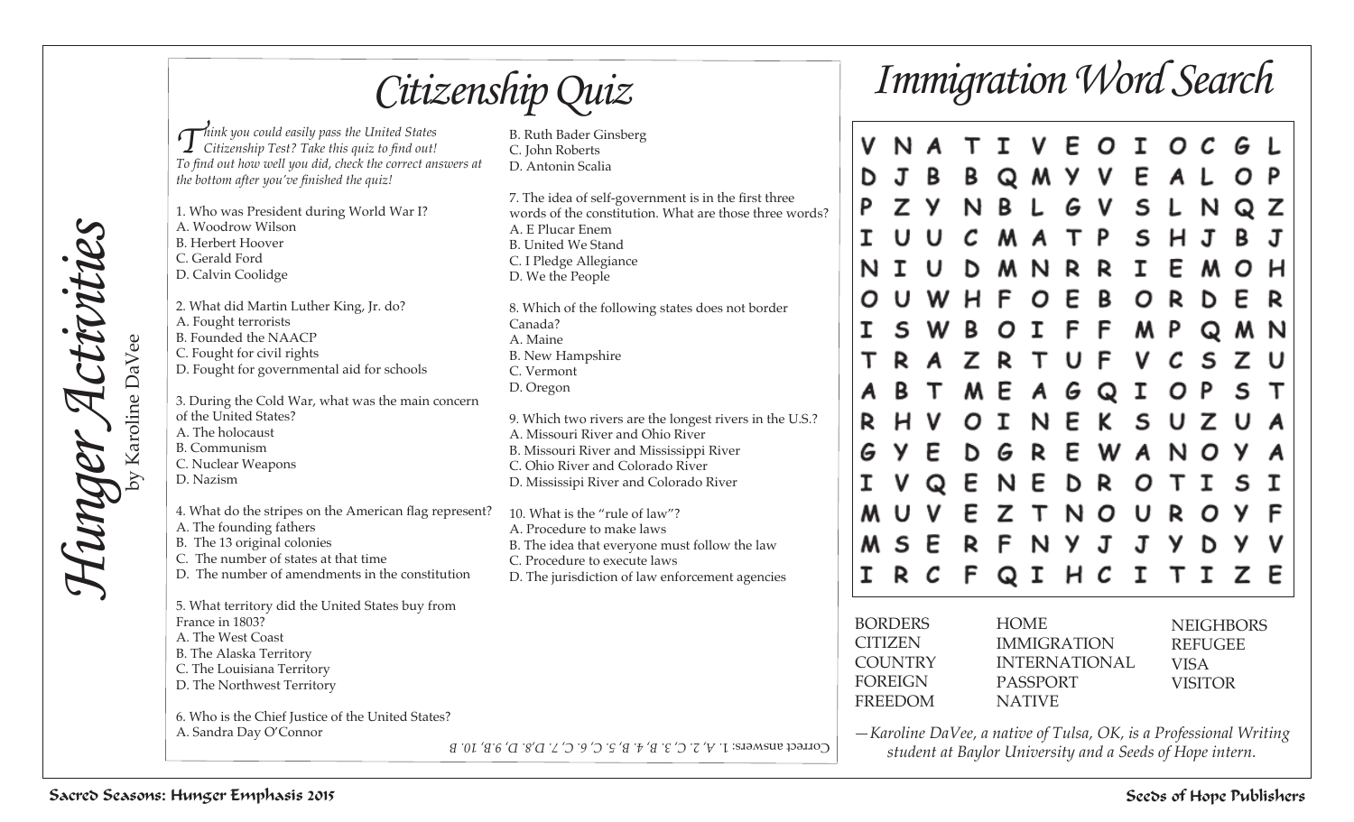# Hunger Activities

by Karoline DaVee

## Citizenship Quiz

*Think you could easily pass the United States Citizenship Test? Take this quiz to find out! To find out how well you did, check the correct answers at the bottom after you've finished the quiz!*

1. Who was President during World War I?
A. Woodrow Wilson
B. Herbert Hoover
C. Gerald Ford
D. Calvin Coolidge

2. What did Martin Luther King, Jr. do?
A. Fought terrorists
B. Founded the NAACP
C. Fought for civil rights
D. Fought for governmental aid for schools

3. During the Cold War, what was the main concern of the United States?
A. The holocaust
B. Communism
C. Nuclear Weapons
D. Nazism

4. What do the stripes on the American flag represent?
A. The founding fathers
B. The 13 original colonies
C. The number of states at that time
D. The number of amendments in the constitution

5. What territory did the United States buy from France in 1803?
A. The West Coast
B. The Alaska Territory
C. The Louisiana Territory
D. The Northwest Territory

6. Who is the Chief Justice of the United States?
A. Sandra Day O'Connor
B. Ruth Bader Ginsberg
C. John Roberts
D. Antonin Scalia

7. The idea of self-government is in the first three words of the constitution. What are those three words?
A. E Plucar Enem
B. United We Stand
C. I Pledge Allegiance
D. We the People

8. Which of the following states does not border Canada?
A. Maine
B. New Hampshire
C. Vermont
D. Oregon

9. Which two rivers are the longest rivers in the U.S.?
A. Missouri River and Ohio River
B. Missouri River and Mississippi River
C. Ohio River and Colorado River
D. Mississippi River and Colorado River

10. What is the "rule of law"?
A. Procedure to make laws
B. The idea that everyone must follow the law
C. Procedure to execute laws
D. The jurisdiction of law enforcement agencies

Correct answers: 1. A, 2. C, 3. B, 4. B, 5. C, 6. C, 7. D, 8. D, 9. B, 10. B

## Immigration Word Search

```
V N A T I V E O I O C G L
D J B B Q M Y V E A L O P
P Z Y N B L G V S L N Q Z
I U U C M A T P S H J B J
N I U D M N R R I E M O H
O U W H F O E B O R D E R
I S W B O I F F M P Q M N
T R A Z R T U F V C S Z U
A B T M E A G Q I O P S T
R H V O I N E K S U Z U A
G Y E D G R E W A N O Y A
I V Q E N E D R O T I S I
M U V E Z T N O U R O Y F
M S E R F N Y J J Y D Y V
I R C F Q I H C I T I Z E
```

BORDERS
CITIZEN
COUNTRY
FOREIGN
FREEDOM
HOME
IMMIGRATION
INTERNATIONAL
PASSPORT
NATIVE
NEIGHBORS
REFUGEE
VISA
VISITOR

*—Karoline DaVee, a native of Tulsa, OK, is a Professional Writing student at Baylor University and a Seeds of Hope intern.*